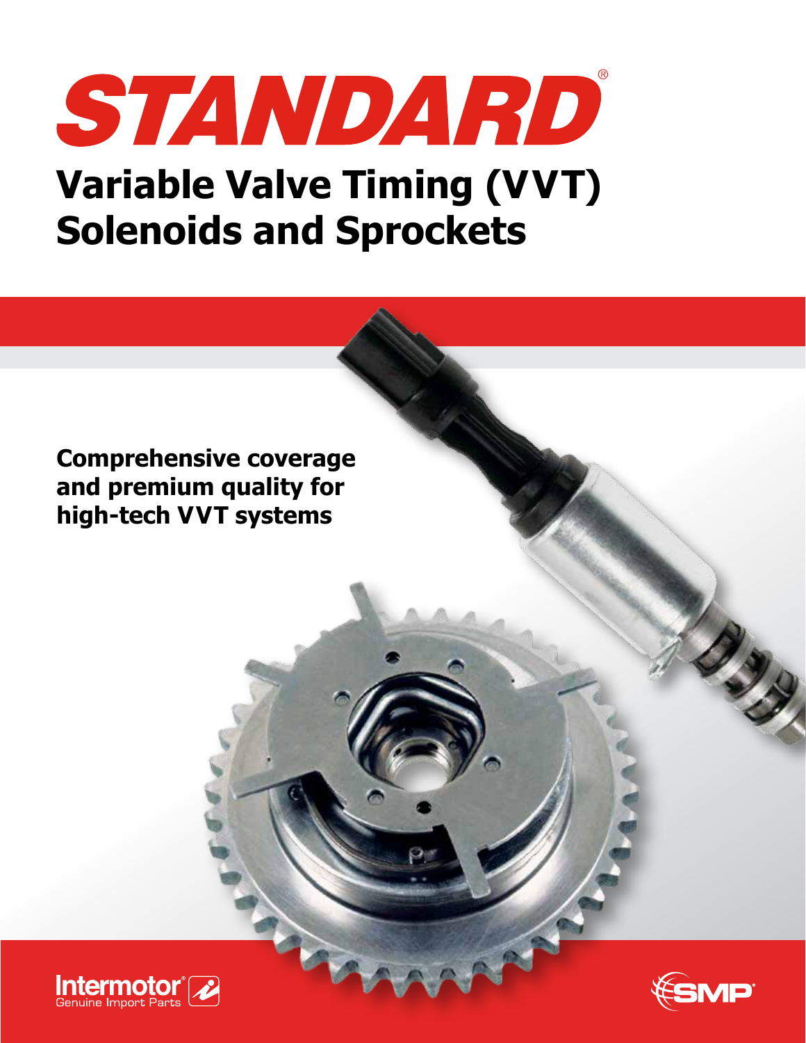# STANDARD®

# Variable Valve Timing (VVT) Solenoids and Sprockets

**Comprehensive coverage and premium quality for high-tech VVT systems**

Intermotor® Genuine Import Parts

SMP®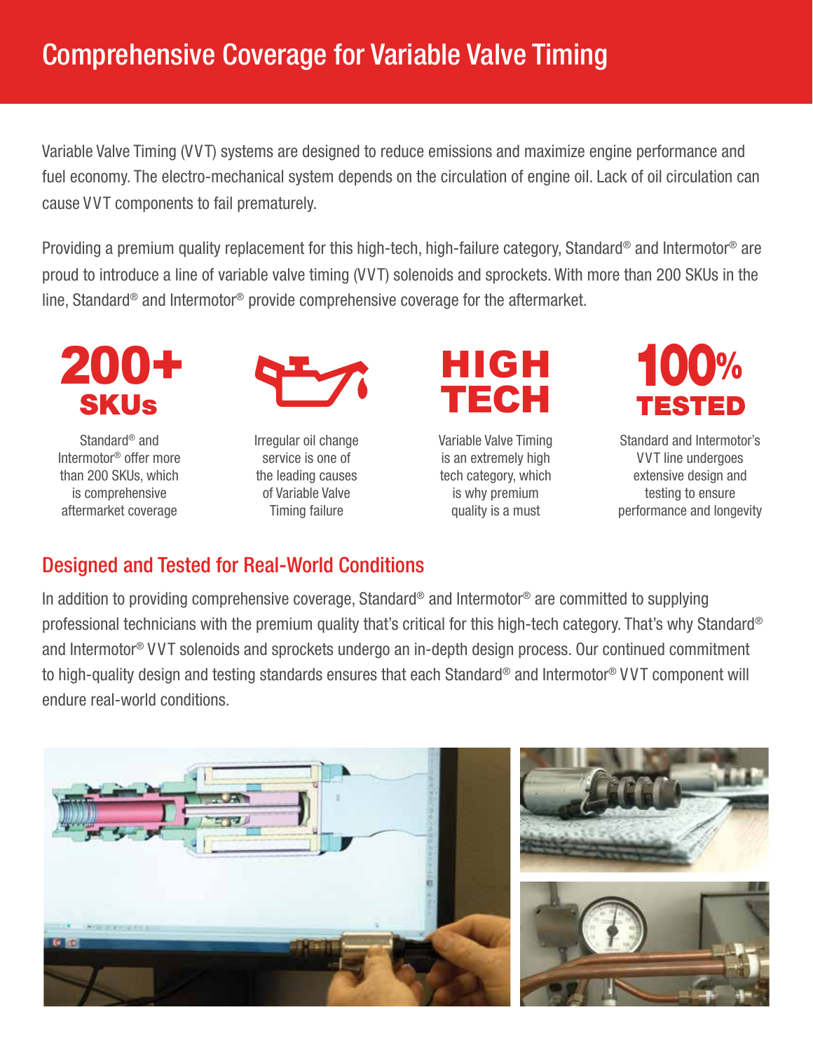# Comprehensive Coverage for Variable Valve Timing

Variable Valve Timing (VVT) systems are designed to reduce emissions and maximize engine performance and fuel economy. The electro-mechanical system depends on the circulation of engine oil. Lack of oil circulation can cause VVT components to fail prematurely.

Providing a premium quality replacement for this high-tech, high-failure category, Standard® and Intermotor® are proud to introduce a line of variable valve timing (VVT) solenoids and sprockets. With more than 200 SKUs in the line, Standard® and Intermotor® provide comprehensive coverage for the aftermarket.

**200+ SKUs**

Standard® and Intermotor® offer more than 200 SKUs, which is comprehensive aftermarket coverage

Irregular oil change service is one of the leading causes of Variable Valve Timing failure

**HIGH TECH**

Variable Valve Timing is an extremely high tech category, which is why premium quality is a must

**100% TESTED**

Standard and Intermotor's VVT line undergoes extensive design and testing to ensure performance and longevity

## Designed and Tested for Real-World Conditions

In addition to providing comprehensive coverage, Standard® and Intermotor® are committed to supplying professional technicians with the premium quality that's critical for this high-tech category. That's why Standard® and Intermotor® VVT solenoids and sprockets undergo an in-depth design process. Our continued commitment to high-quality design and testing standards ensures that each Standard® and Intermotor® VVT component will endure real-world conditions.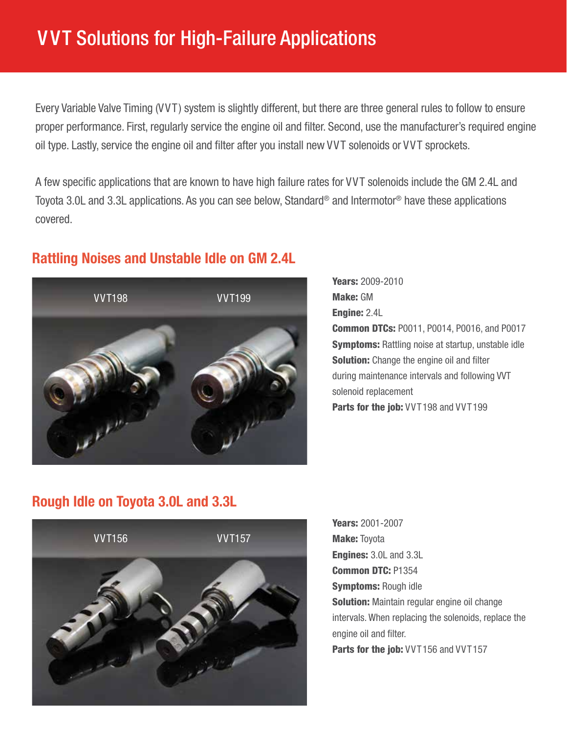# VVT Solutions for High-Failure Applications

Every Variable Valve Timing (VVT) system is slightly different, but there are three general rules to follow to ensure proper performance. First, regularly service the engine oil and filter. Second, use the manufacturer's required engine oil type. Lastly, service the engine oil and filter after you install new VVT solenoids or VVT sprockets.

A few specific applications that are known to have high failure rates for VVT solenoids include the GM 2.4L and Toyota 3.0L and 3.3L applications. As you can see below, Standard® and Intermotor® have these applications covered.

## Rattling Noises and Unstable Idle on GM 2.4L

VVT198 VVT199

**Years:** 2009-2010
**Make:** GM
**Engine:** 2.4L
**Common DTCs:** P0011, P0014, P0016, and P0017
**Symptoms:** Rattling noise at startup, unstable idle
**Solution:** Change the engine oil and filter during maintenance intervals and following VVT solenoid replacement
**Parts for the job:** VVT198 and VVT199

## Rough Idle on Toyota 3.0L and 3.3L

VVT156 VVT157

**Years:** 2001-2007
**Make:** Toyota
**Engines:** 3.0L and 3.3L
**Common DTC:** P1354
**Symptoms:** Rough idle
**Solution:** Maintain regular engine oil change intervals. When replacing the solenoids, replace the engine oil and filter.
**Parts for the job:** VVT156 and VVT157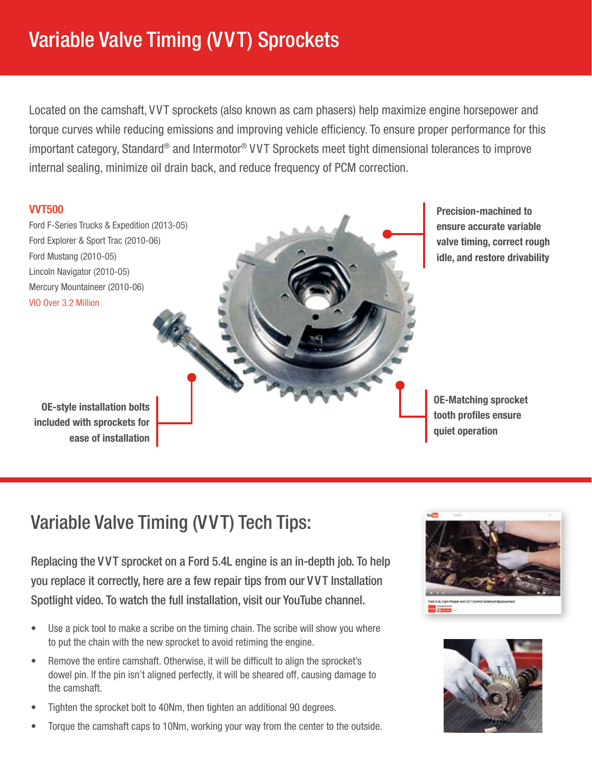# Variable Valve Timing (VVT) Sprockets

Located on the camshaft, VVT sprockets (also known as cam phasers) help maximize engine horsepower and torque curves while reducing emissions and improving vehicle efficiency. To ensure proper performance for this important category, Standard® and Intermotor® VVT Sprockets meet tight dimensional tolerances to improve internal sealing, minimize oil drain back, and reduce frequency of PCM correction.

**VVT500**

Ford F-Series Trucks & Expedition (2013-05)
Ford Explorer & Sport Trac (2010-06)
Ford Mustang (2010-05)
Lincoln Navigator (2010-05)
Mercury Mountaineer (2010-06)
VIO Over 3.2 Million

**Precision-machined to ensure accurate variable valve timing, correct rough idle, and restore drivability**

**OE-style installation bolts included with sprockets for ease of installation**

**OE-Matching sprocket tooth profiles ensure quiet operation**

## Variable Valve Timing (VVT) Tech Tips:

Replacing the VVT sprocket on a Ford 5.4L engine is an in-depth job. To help you replace it correctly, here are a few repair tips from our VVT Installation Spotlight video. To watch the full installation, visit our YouTube channel.

- Use a pick tool to make a scribe on the timing chain. The scribe will show you where to put the chain with the new sprocket to avoid retiming the engine.
- Remove the entire camshaft. Otherwise, it will be difficult to align the sprocket's dowel pin. If the pin isn't aligned perfectly, it will be sheared off, causing damage to the camshaft.
- Tighten the sprocket bolt to 40Nm, then tighten an additional 90 degrees.
- Torque the camshaft caps to 10Nm, working your way from the center to the outside.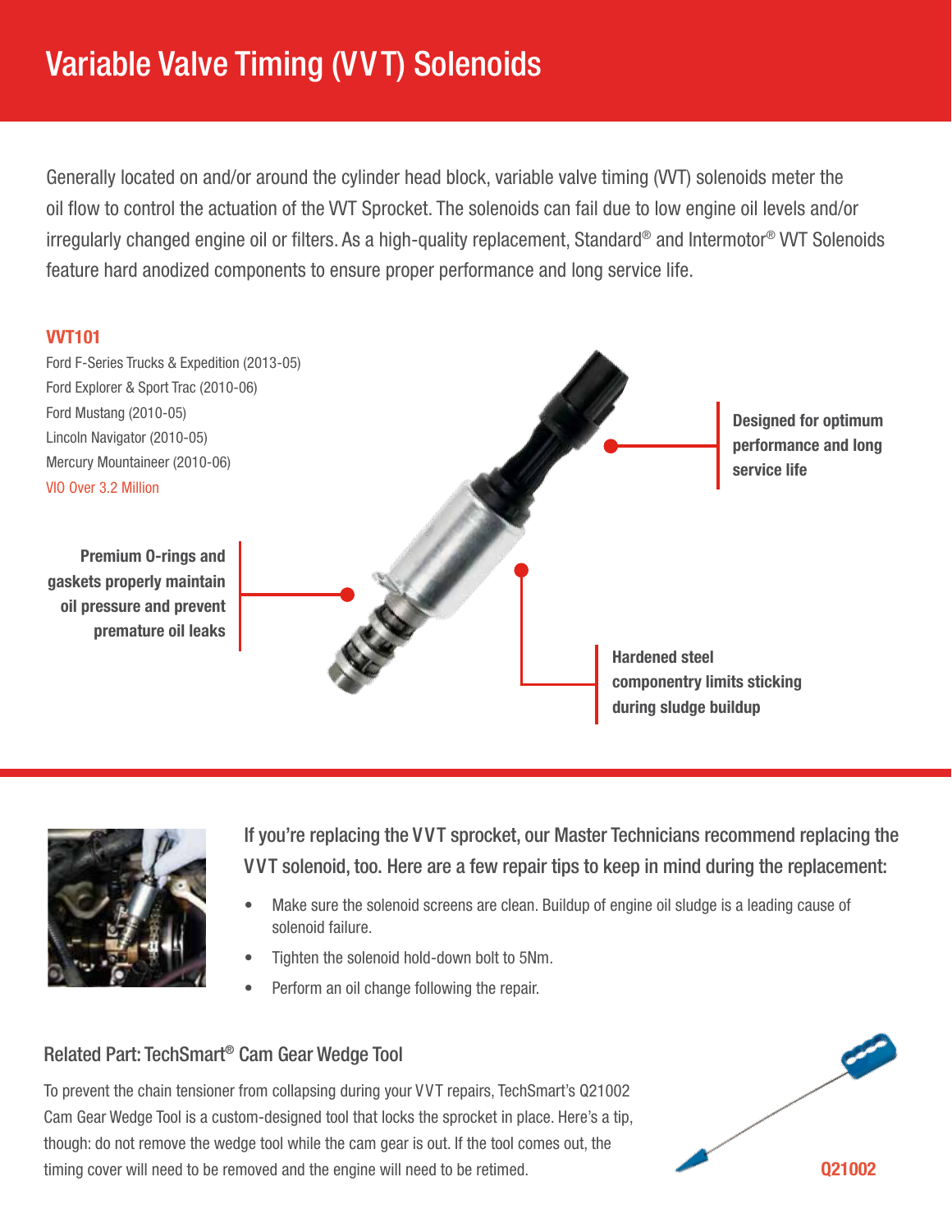# Variable Valve Timing (VVT) Solenoids

Generally located on and/or around the cylinder head block, variable valve timing (VVT) solenoids meter the oil flow to control the actuation of the VVT Sprocket. The solenoids can fail due to low engine oil levels and/or irregularly changed engine oil or filters. As a high-quality replacement, Standard® and Intermotor® VVT Solenoids feature hard anodized components to ensure proper performance and long service life.

## VVT101

Ford F-Series Trucks & Expedition (2013-05)
Ford Explorer & Sport Trac (2010-06)
Ford Mustang (2010-05)
Lincoln Navigator (2010-05)
Mercury Mountaineer (2010-06)
VIO Over 3.2 Million

**Designed for optimum performance and long service life**

**Premium O-rings and gaskets properly maintain oil pressure and prevent premature oil leaks**

**Hardened steel componentry limits sticking during sludge buildup**

If you're replacing the VVT sprocket, our Master Technicians recommend replacing the VVT solenoid, too. Here are a few repair tips to keep in mind during the replacement:

- Make sure the solenoid screens are clean. Buildup of engine oil sludge is a leading cause of solenoid failure.
- Tighten the solenoid hold-down bolt to 5Nm.
- Perform an oil change following the repair.

## Related Part: TechSmart® Cam Gear Wedge Tool

To prevent the chain tensioner from collapsing during your VVT repairs, TechSmart's Q21002 Cam Gear Wedge Tool is a custom-designed tool that locks the sprocket in place. Here's a tip, though: do not remove the wedge tool while the cam gear is out. If the tool comes out, the timing cover will need to be removed and the engine will need to be retimed.

Q21002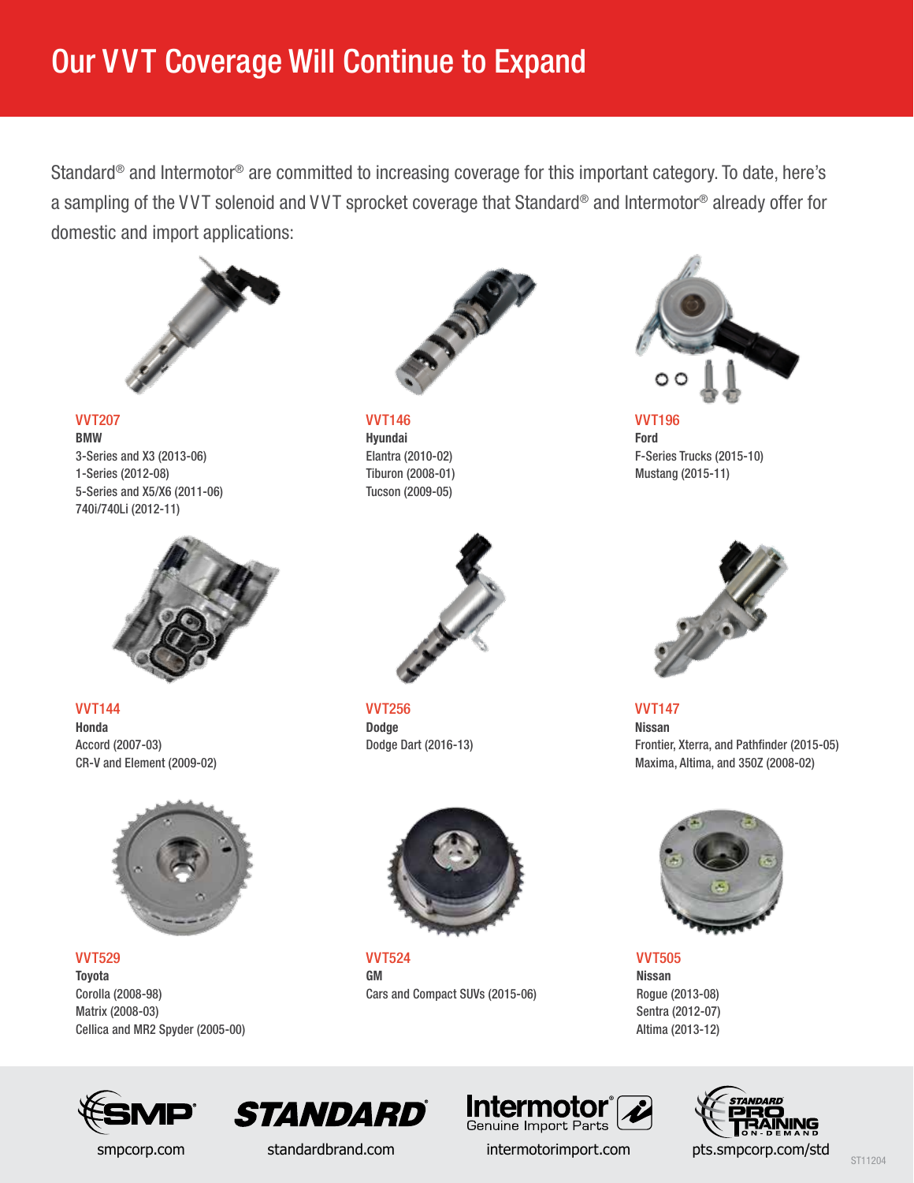# Our VVT Coverage Will Continue to Expand

Standard® and Intermotor® are committed to increasing coverage for this important category. To date, here's a sampling of the VVT solenoid and VVT sprocket coverage that Standard® and Intermotor® already offer for domestic and import applications:

**VVT207**
**BMW**
3-Series and X3 (2013-06)
1-Series (2012-08)
5-Series and X5/X6 (2011-06)
740i/740Li (2012-11)

**VVT146**
**Hyundai**
Elantra (2010-02)
Tiburon (2008-01)
Tucson (2009-05)

**VVT196**
**Ford**
F-Series Trucks (2015-10)
Mustang (2015-11)

**VVT144**
**Honda**
Accord (2007-03)
CR-V and Element (2009-02)

**VVT256**
**Dodge**
Dodge Dart (2016-13)

**VVT147**
**Nissan**
Frontier, Xterra, and Pathfinder (2015-05)
Maxima, Altima, and 350Z (2008-02)

**VVT529**
**Toyota**
Corolla (2008-98)
Matrix (2008-03)
Cellica and MR2 Spyder (2005-00)

**VVT524**
**GM**
Cars and Compact SUVs (2015-06)

**VVT505**
**Nissan**
Rogue (2013-08)
Sentra (2012-07)
Altima (2013-12)

smpcorp.com | standardbrand.com | intermotorimport.com | pts.smpcorp.com/std

ST11204